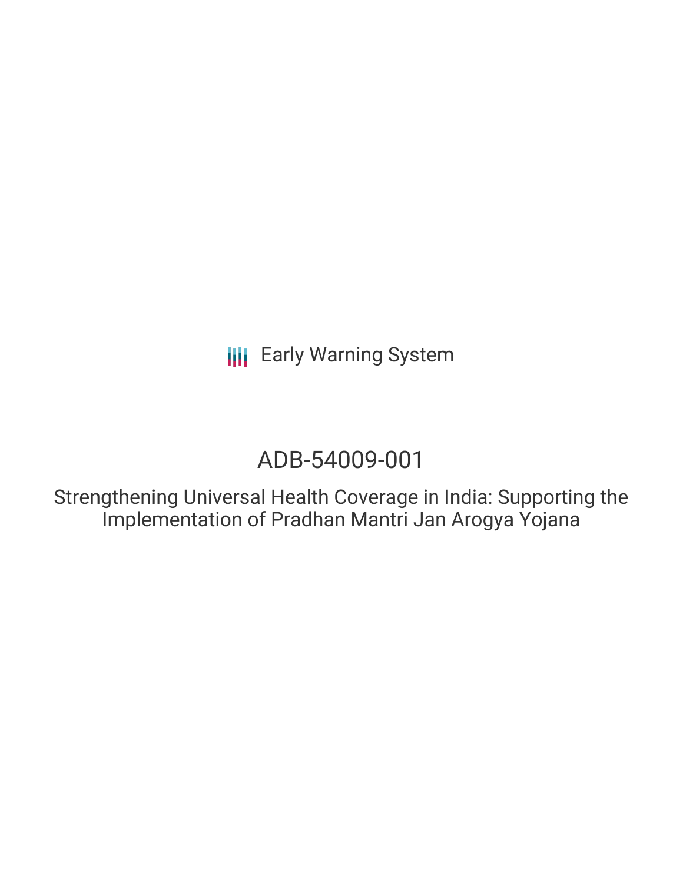Early Warning System

# ADB-54009-001

## Strengthening Universal Health Coverage in India: Supporting the Implementation of Pradhan Mantri Jan Arogya Yojana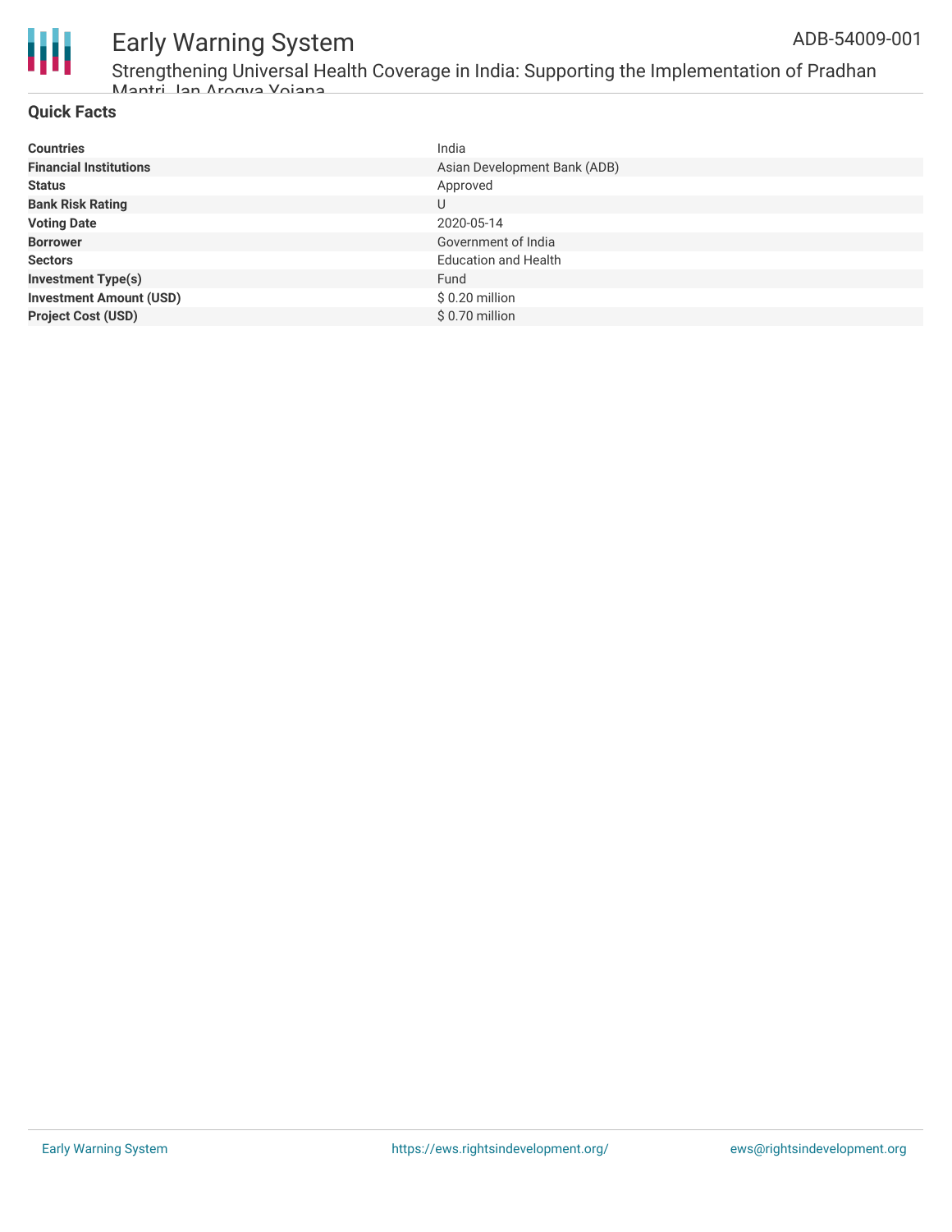## Quick Facts

| | |
|---|---|
| **Countries** | India |
| **Financial Institutions** | Asian Development Bank (ADB) |
| **Status** | Approved |
| **Bank Risk Rating** | U |
| **Voting Date** | 2020-05-14 |
| **Borrower** | Government of India |
| **Sectors** | Education and Health |
| **Investment Type(s)** | Fund |
| **Investment Amount (USD)** | $ 0.20 million |
| **Project Cost (USD)** | $ 0.70 million |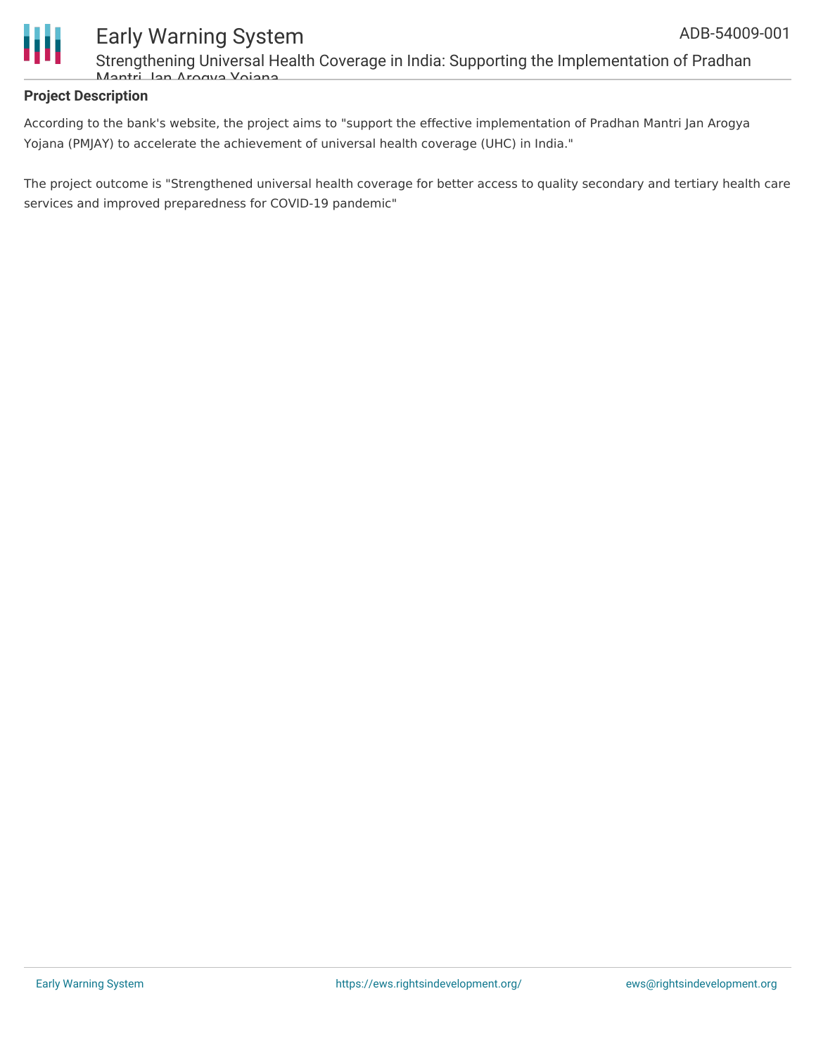### Project Description

According to the bank's website, the project aims to "support the effective implementation of Pradhan Mantri Jan Arogya Yojana (PMJAY) to accelerate the achievement of universal health coverage (UHC) in India."

The project outcome is "Strengthened universal health coverage for better access to quality secondary and tertiary health care services and improved preparedness for COVID-19 pandemic"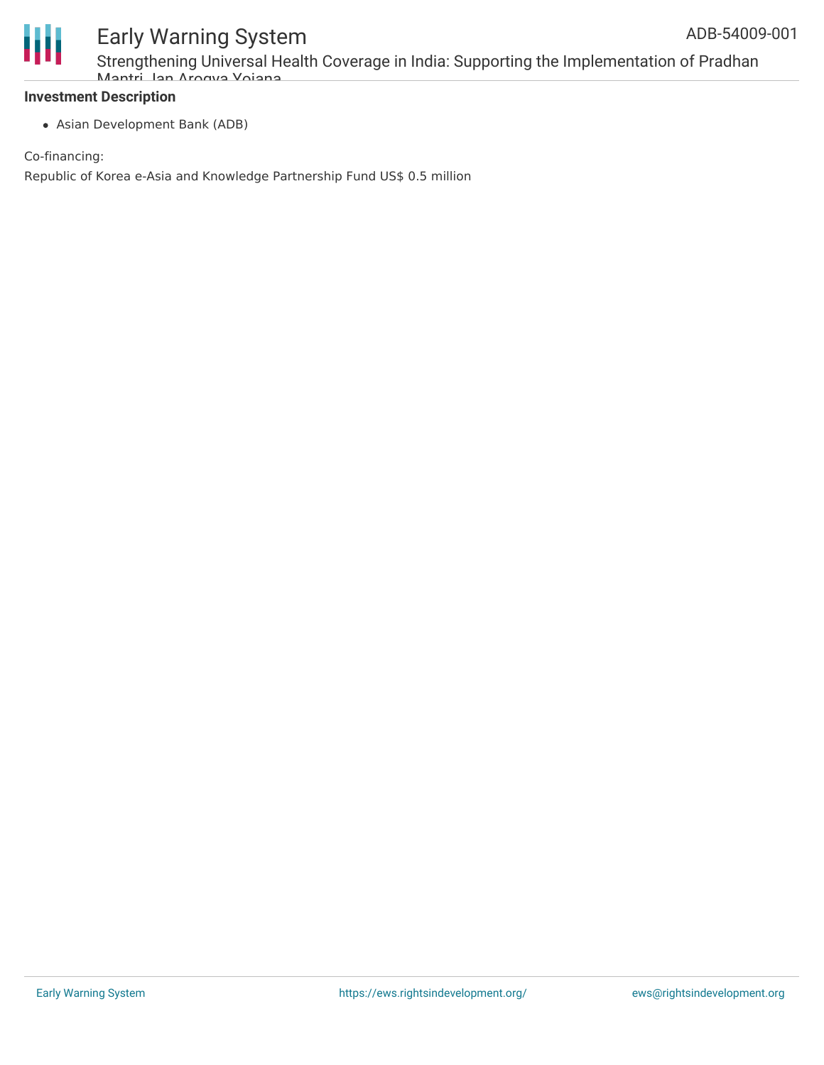**Investment Description**

- Asian Development Bank (ADB)

Co-financing:

Republic of Korea e-Asia and Knowledge Partnership Fund US$ 0.5 million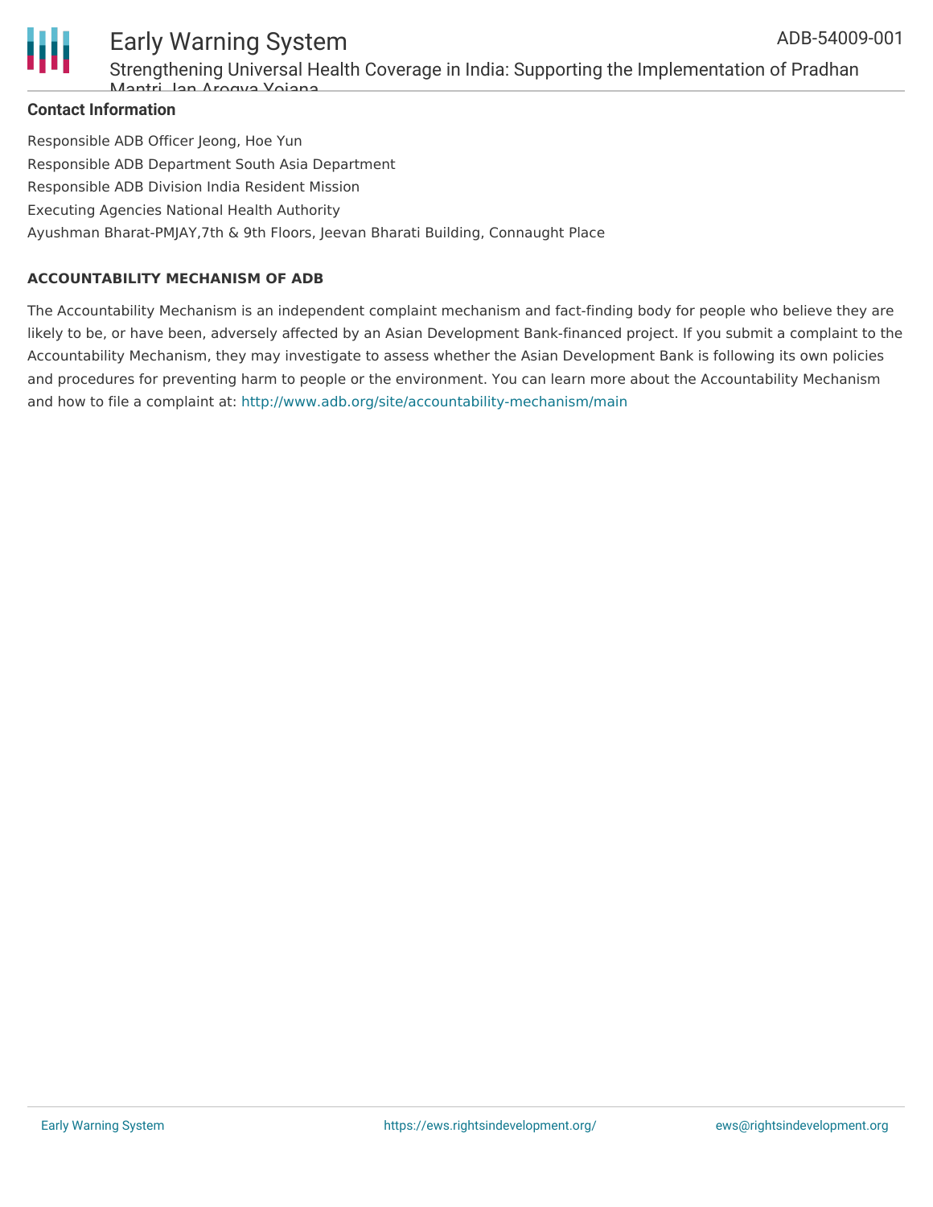**Contact Information**

Responsible ADB Officer Jeong, Hoe Yun

Responsible ADB Department South Asia Department

Responsible ADB Division India Resident Mission

Executing Agencies National Health Authority

Ayushman Bharat-PMJAY,7th & 9th Floors, Jeevan Bharati Building, Connaught Place

**ACCOUNTABILITY MECHANISM OF ADB**

The Accountability Mechanism is an independent complaint mechanism and fact-finding body for people who believe they are likely to be, or have been, adversely affected by an Asian Development Bank-financed project. If you submit a complaint to the Accountability Mechanism, they may investigate to assess whether the Asian Development Bank is following its own policies and procedures for preventing harm to people or the environment. You can learn more about the Accountability Mechanism and how to file a complaint at: http://www.adb.org/site/accountability-mechanism/main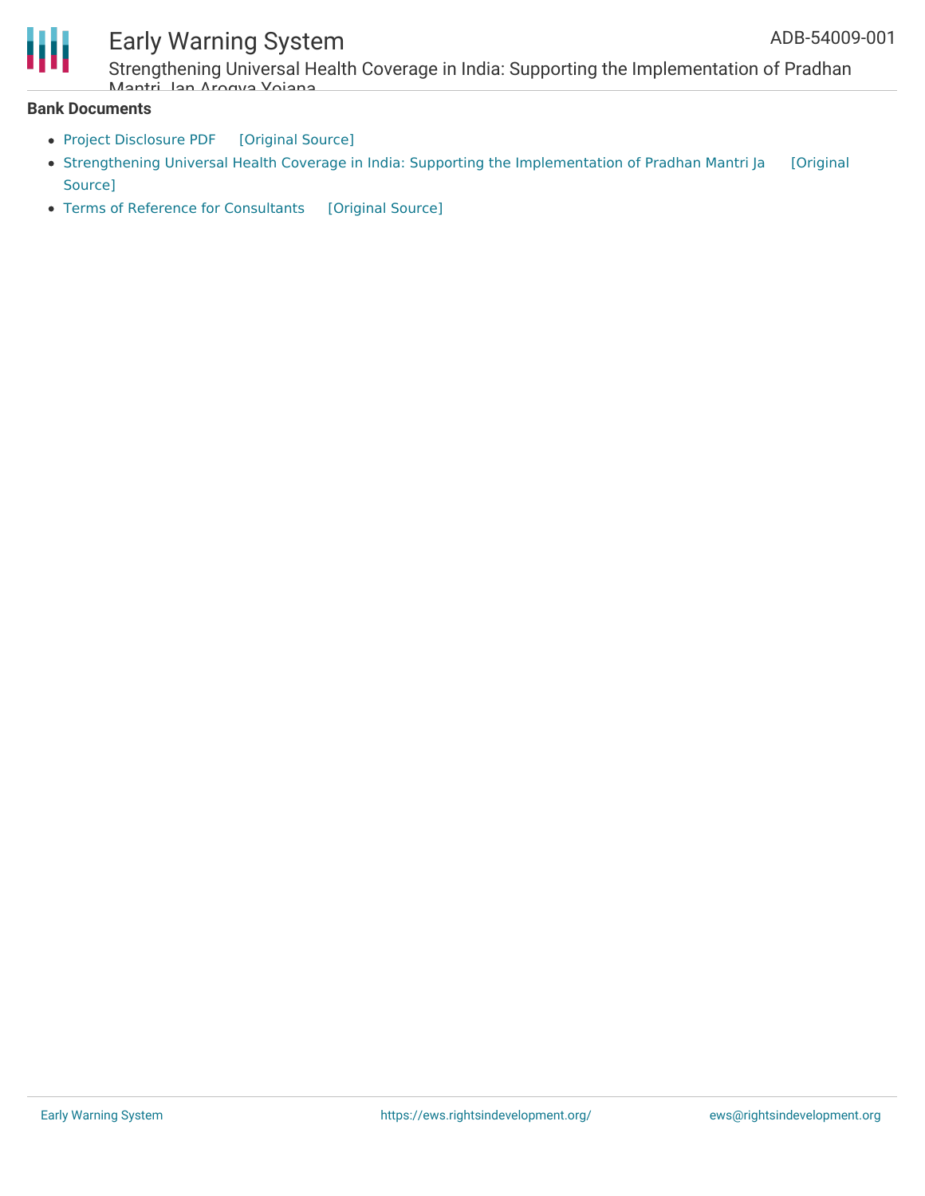**Bank Documents**

- Project Disclosure PDF [Original Source]
- Strengthening Universal Health Coverage in India: Supporting the Implementation of Pradhan Mantri Ja [Original Source]
- Terms of Reference for Consultants [Original Source]